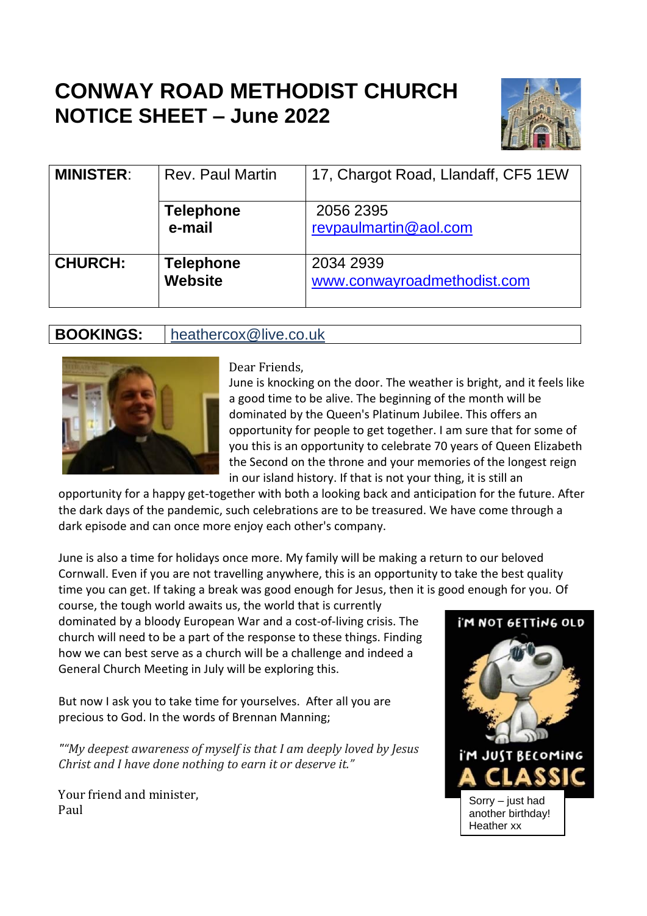# CONWAY ROAD METHODIST CHURCH
# NOTICE SHEET – June 2022

| | | |
|---|---|---|
| **MINISTER**: | Rev. Paul Martin | 17, Chargot Road, Llandaff, CF5 1EW |
| | **Telephone**<br>**e-mail** | 2056 2395<br>revpaulmartin@aol.com |
| **CHURCH:** | **Telephone**<br>**Website** | 2034 2939<br>www.conwayroadmethodist.com |

| | |
|---|---|
| **BOOKINGS:** | heathercox@live.co.uk |

Dear Friends,

June is knocking on the door. The weather is bright, and it feels like a good time to be alive. The beginning of the month will be dominated by the Queen's Platinum Jubilee. This offers an opportunity for people to get together. I am sure that for some of you this is an opportunity to celebrate 70 years of Queen Elizabeth the Second on the throne and your memories of the longest reign in our island history. If that is not your thing, it is still an opportunity for a happy get-together with both a looking back and anticipation for the future. After the dark days of the pandemic, such celebrations are to be treasured. We have come through a dark episode and can once more enjoy each other's company.

June is also a time for holidays once more. My family will be making a return to our beloved Cornwall. Even if you are not travelling anywhere, this is an opportunity to take the best quality time you can get. If taking a break was good enough for Jesus, then it is good enough for you. Of course, the tough world awaits us, the world that is currently dominated by a bloody European War and a cost-of-living crisis. The church will need to be a part of the response to these things. Finding how we can best serve as a church will be a challenge and indeed a General Church Meeting in July will be exploring this.

But now I ask you to take time for yourselves. After all you are precious to God. In the words of Brennan Manning;

*""My deepest awareness of myself is that I am deeply loved by Jesus Christ and I have done nothing to earn it or deserve it."*

Your friend and minister,
Paul

I'M NOT GETTING OLD
I'M JUST BECOMING A CLASSIC

Sorry – just had another birthday!
Heather xx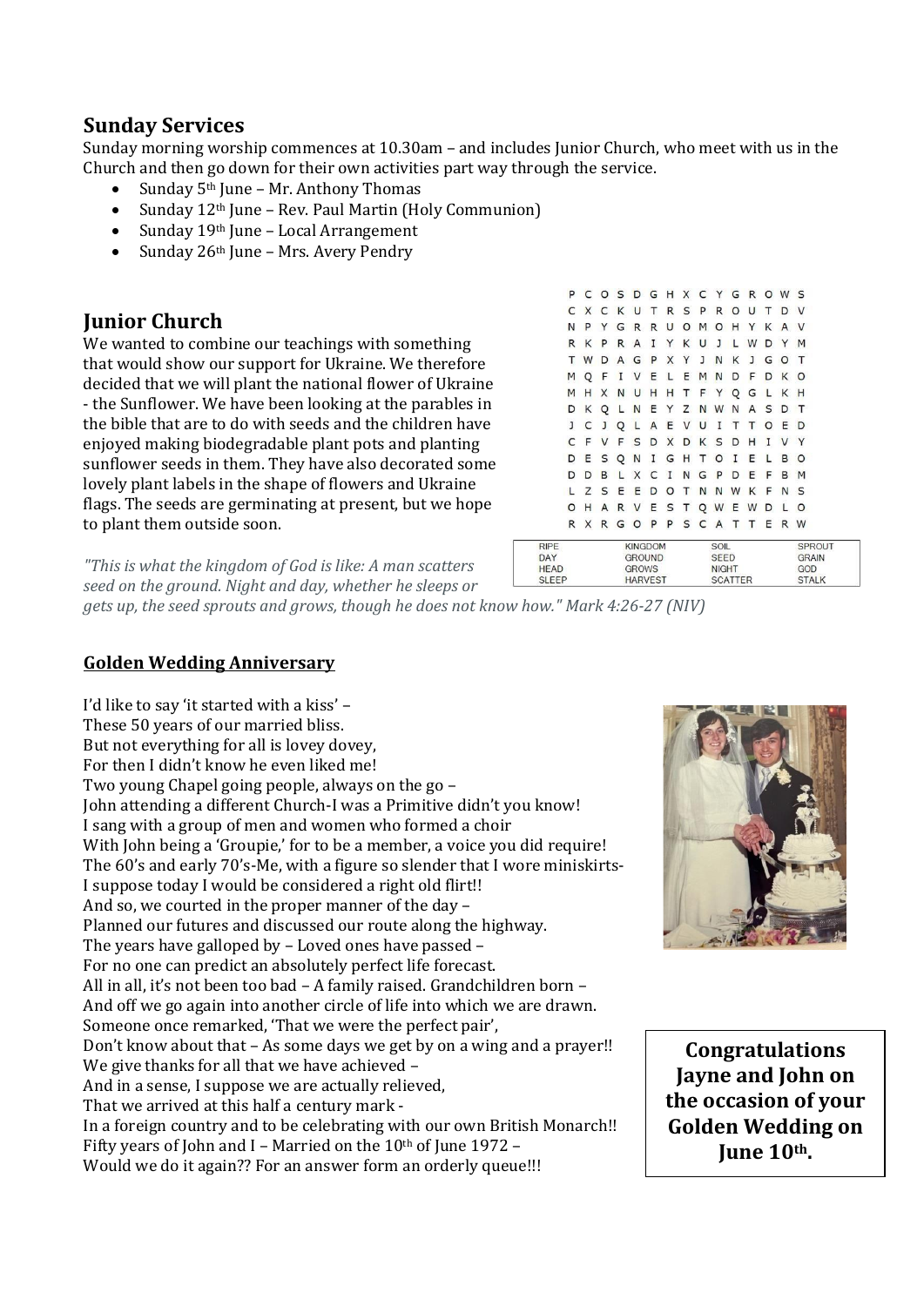## Sunday Services

Sunday morning worship commences at 10.30am – and includes Junior Church, who meet with us in the Church and then go down for their own activities part way through the service.

- Sunday 5th June – Mr. Anthony Thomas
- Sunday 12th June – Rev. Paul Martin (Holy Communion)
- Sunday 19th June – Local Arrangement
- Sunday 26th June – Mrs. Avery Pendry

## Junior Church

We wanted to combine our teachings with something that would show our support for Ukraine. We therefore decided that we will plant the national flower of Ukraine - the Sunflower. We have been looking at the parables in the bible that are to do with seeds and the children have enjoyed making biodegradable plant pots and planting sunflower seeds in them. They have also decorated some lovely plant labels in the shape of flowers and Ukraine flags. The seeds are germinating at present, but we hope to plant them outside soon.

```
P C O S D G H X C Y G R O W S
C X C K U T R S P R O U T D V
N P Y G R R U O M O H Y K A V
R K P R A I Y K U J L W D Y M
T W D A G P X Y J N K J G O T
M Q F I V E L E M N D F D K O
M H X N U H H T F Y Q G L K H
D K Q L N E Y Z N W N A S D T
J C J Q L A E V U I T T O E D
C F V F S D X D K S D H I V Y
D E S Q N I G H T O I E L B O
D D B L X C I N G P D E F B M
L Z S E E D O T N N W K F N S
O H A R V E S T Q W E W D L O
R X R G O P P S C A T T E R W
```

| | | | |
|---|---|---|---|
| RIPE | KINGDOM | SOIL | SPROUT |
| DAY | GROUND | SEED | GRAIN |
| HEAD | GROWS | NIGHT | GOD |
| SLEEP | HARVEST | SCATTER | STALK |

*"This is what the kingdom of God is like: A man scatters seed on the ground. Night and day, whether he sleeps or gets up, the seed sprouts and grows, though he does not know how." Mark 4:26-27 (NIV)*

### Golden Wedding Anniversary

I'd like to say 'it started with a kiss' –
These 50 years of our married bliss.
But not everything for all is lovey dovey,
For then I didn't know he even liked me!
Two young Chapel going people, always on the go –
John attending a different Church-I was a Primitive didn't you know!
I sang with a group of men and women who formed a choir
With John being a 'Groupie,' for to be a member, a voice you did require!
The 60's and early 70's-Me, with a figure so slender that I wore miniskirts-
I suppose today I would be considered a right old flirt!!
And so, we courted in the proper manner of the day –
Planned our futures and discussed our route along the highway.
The years have galloped by – Loved ones have passed –
For no one can predict an absolutely perfect life forecast.
All in all, it's not been too bad – A family raised. Grandchildren born –
And off we go again into another circle of life into which we are drawn.
Someone once remarked, 'That we were the perfect pair',
Don't know about that – As some days we get by on a wing and a prayer!!
We give thanks for all that we have achieved –
And in a sense, I suppose we are actually relieved,
That we arrived at this half a century mark -
In a foreign country and to be celebrating with our own British Monarch!!
Fifty years of John and I – Married on the 10th of June 1972 –
Would we do it again?? For an answer form an orderly queue!!!

**Congratulations Jayne and John on the occasion of your Golden Wedding on June 10th.**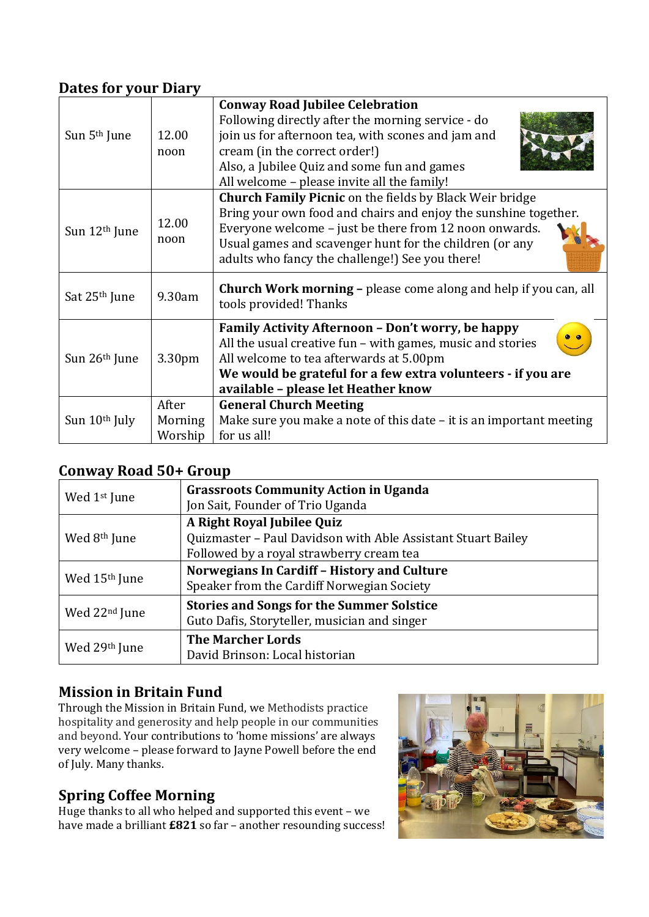## Dates for your Diary

| | | |
|---|---|---|
| Sun 5th June | 12.00 noon | **Conway Road Jubilee Celebration**<br>Following directly after the morning service - do join us for afternoon tea, with scones and jam and cream (in the correct order!)<br>Also, a Jubilee Quiz and some fun and games<br>All welcome – please invite all the family! |
| Sun 12th June | 12.00 noon | **Church Family Picnic** on the fields by Black Weir bridge<br>Bring your own food and chairs and enjoy the sunshine together. Everyone welcome – just be there from 12 noon onwards.<br>Usual games and scavenger hunt for the children (or any adults who fancy the challenge!) See you there! |
| Sat 25th June | 9.30am | **Church Work morning –** please come along and help if you can, all tools provided! Thanks |
| Sun 26th June | 3.30pm | **Family Activity Afternoon – Don't worry, be happy**<br>All the usual creative fun – with games, music and stories<br>All welcome to tea afterwards at 5.00pm<br>**We would be grateful for a few extra volunteers - if you are available – please let Heather know** |
| Sun 10th July | After Morning Worship | **General Church Meeting**<br>Make sure you make a note of this date – it is an important meeting for us all! |

## Conway Road 50+ Group

| | |
|---|---|
| Wed 1st June | **Grassroots Community Action in Uganda**<br>Jon Sait, Founder of Trio Uganda |
| Wed 8th June | **A Right Royal Jubilee Quiz**<br>Quizmaster – Paul Davidson with Able Assistant Stuart Bailey<br>Followed by a royal strawberry cream tea |
| Wed 15th June | **Norwegians In Cardiff – History and Culture**<br>Speaker from the Cardiff Norwegian Society |
| Wed 22nd June | **Stories and Songs for the Summer Solstice**<br>Guto Dafis, Storyteller, musician and singer |
| Wed 29th June | **The Marcher Lords**<br>David Brinson: Local historian |

## Mission in Britain Fund

Through the Mission in Britain Fund, we Methodists practice hospitality and generosity and help people in our communities and beyond. Your contributions to 'home missions' are always very welcome – please forward to Jayne Powell before the end of July. Many thanks.

## Spring Coffee Morning

Huge thanks to all who helped and supported this event – we have made a brilliant **£821** so far – another resounding success!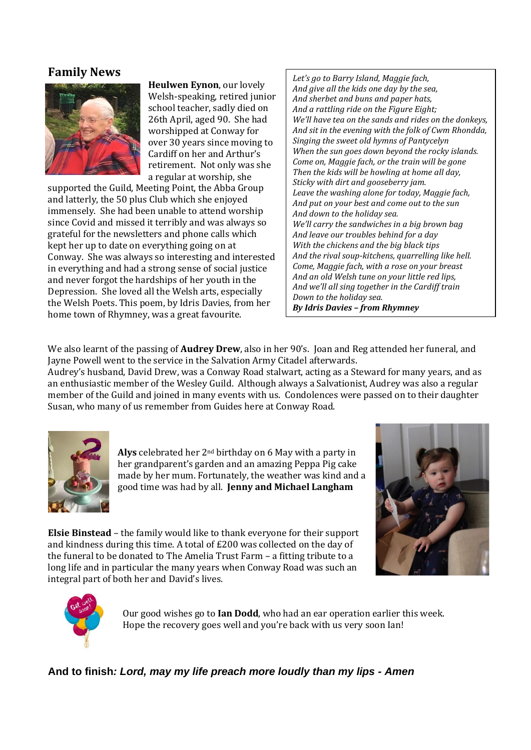## Family News

**Heulwen Eynon**, our lovely Welsh-speaking, retired junior school teacher, sadly died on 26th April, aged 90. She had worshipped at Conway for over 30 years since moving to Cardiff on her and Arthur's retirement. Not only was she a regular at worship, she supported the Guild, Meeting Point, the Abba Group and latterly, the 50 plus Club which she enjoyed immensely. She had been unable to attend worship since Covid and missed it terribly and was always so grateful for the newsletters and phone calls which kept her up to date on everything going on at Conway. She was always so interesting and interested in everything and had a strong sense of social justice and never forgot the hardships of her youth in the Depression. She loved all the Welsh arts, especially the Welsh Poets. This poem, by Idris Davies, from her home town of Rhymney, was a great favourite.

*Let's go to Barry Island, Maggie fach,*
*And give all the kids one day by the sea,*
*And sherbet and buns and paper hats,*
*And a rattling ride on the Figure Eight;*
*We'll have tea on the sands and rides on the donkeys,*
*And sit in the evening with the folk of Cwm Rhondda,*
*Singing the sweet old hymns of Pantycelyn*
*When the sun goes down beyond the rocky islands.*
*Come on, Maggie fach, or the train will be gone*
*Then the kids will be howling at home all day,*
*Sticky with dirt and gooseberry jam.*
*Leave the washing alone for today, Maggie fach,*
*And put on your best and come out to the sun*
*And down to the holiday sea.*
*We'll carry the sandwiches in a big brown bag*
*And leave our troubles behind for a day*
*With the chickens and the big black tips*
*And the rival soup-kitchens, quarrelling like hell.*
*Come, Maggie fach, with a rose on your breast*
*And an old Welsh tune on your little red lips,*
*And we'll all sing together in the Cardiff train*
*Down to the holiday sea.*
***By Idris Davies – from Rhymney***

We also learnt of the passing of **Audrey Drew**, also in her 90's. Joan and Reg attended her funeral, and Jayne Powell went to the service in the Salvation Army Citadel afterwards.
Audrey's husband, David Drew, was a Conway Road stalwart, acting as a Steward for many years, and as an enthusiastic member of the Wesley Guild. Although always a Salvationist, Audrey was also a regular member of the Guild and joined in many events with us. Condolences were passed on to their daughter Susan, who many of us remember from Guides here at Conway Road.

**Alys** celebrated her 2nd birthday on 6 May with a party in her grandparent's garden and an amazing Peppa Pig cake made by her mum. Fortunately, the weather was kind and a good time was had by all. **Jenny and Michael Langham**

**Elsie Binstead** – the family would like to thank everyone for their support and kindness during this time. A total of £200 was collected on the day of the funeral to be donated to The Amelia Trust Farm – a fitting tribute to a long life and in particular the many years when Conway Road was such an integral part of both her and David's lives.

Our good wishes go to **Ian Dodd**, who had an ear operation earlier this week. Hope the recovery goes well and you're back with us very soon Ian!

**And to finish*: Lord, may my life preach more loudly than my lips - Amen***